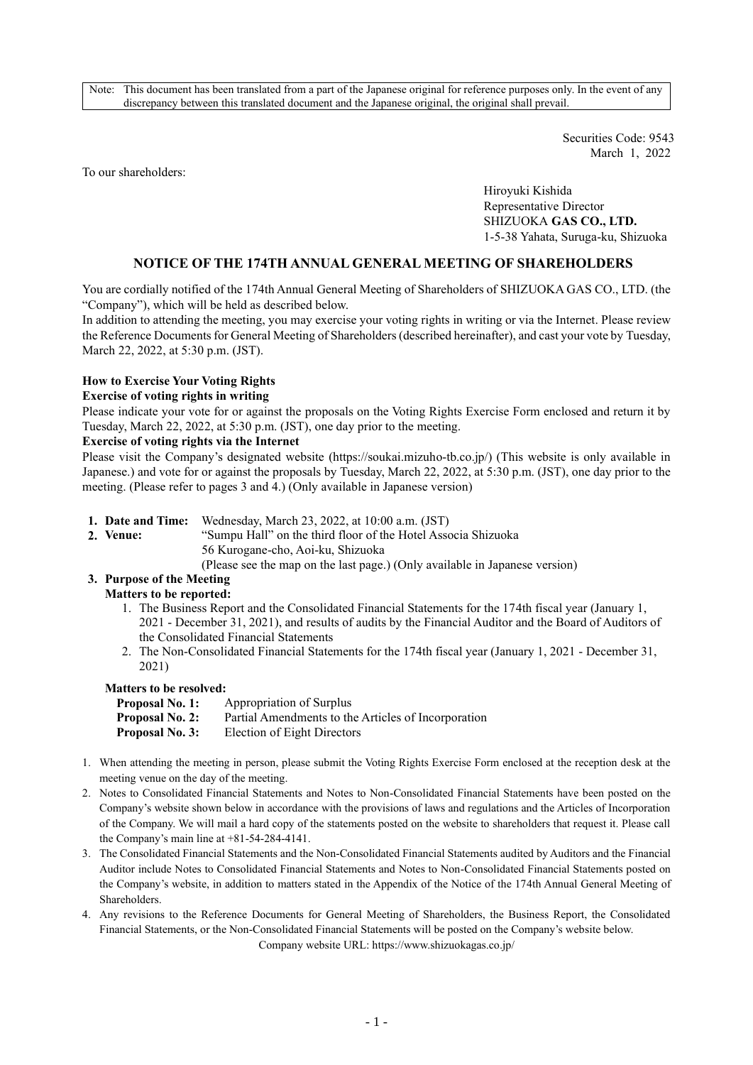Note: This document has been translated from a part of the Japanese original for reference purposes only. In the event of any discrepancy between this translated document and the Japanese original, the original shall prevail.

Securities Code: 9543
March 1, 2022

To our shareholders:

Hiroyuki Kishida
Representative Director
SHIZUOKA **GAS CO., LTD.**
1-5-38 Yahata, Suruga-ku, Shizuoka

# NOTICE OF THE 174TH ANNUAL GENERAL MEETING OF SHAREHOLDERS

You are cordially notified of the 174th Annual General Meeting of Shareholders of SHIZUOKA GAS CO., LTD. (the "Company"), which will be held as described below.
In addition to attending the meeting, you may exercise your voting rights in writing or via the Internet. Please review the Reference Documents for General Meeting of Shareholders (described hereinafter), and cast your vote by Tuesday, March 22, 2022, at 5:30 p.m. (JST).

**How to Exercise Your Voting Rights**

**Exercise of voting rights in writing**

Please indicate your vote for or against the proposals on the Voting Rights Exercise Form enclosed and return it by Tuesday, March 22, 2022, at 5:30 p.m. (JST), one day prior to the meeting.

**Exercise of voting rights via the Internet**

Please visit the Company's designated website (https://soukai.mizuho-tb.co.jp/) (This website is only available in Japanese.) and vote for or against the proposals by Tuesday, March 22, 2022, at 5:30 p.m. (JST), one day prior to the meeting. (Please refer to pages 3 and 4.) (Only available in Japanese version)

1. **Date and Time:** Wednesday, March 23, 2022, at 10:00 a.m. (JST)
2. **Venue:** "Sumpu Hall" on the third floor of the Hotel Associa Shizuoka
   56 Kurogane-cho, Aoi-ku, Shizuoka
   (Please see the map on the last page.) (Only available in Japanese version)
3. **Purpose of the Meeting**

   **Matters to be reported:**
   1. The Business Report and the Consolidated Financial Statements for the 174th fiscal year (January 1, 2021 - December 31, 2021), and results of audits by the Financial Auditor and the Board of Auditors of the Consolidated Financial Statements
   2. The Non-Consolidated Financial Statements for the 174th fiscal year (January 1, 2021 - December 31, 2021)

   **Matters to be resolved:**

   **Proposal No. 1:** Appropriation of Surplus
   **Proposal No. 2:** Partial Amendments to the Articles of Incorporation
   **Proposal No. 3:** Election of Eight Directors

1. When attending the meeting in person, please submit the Voting Rights Exercise Form enclosed at the reception desk at the meeting venue on the day of the meeting.
2. Notes to Consolidated Financial Statements and Notes to Non-Consolidated Financial Statements have been posted on the Company's website shown below in accordance with the provisions of laws and regulations and the Articles of Incorporation of the Company. We will mail a hard copy of the statements posted on the website to shareholders that request it. Please call the Company's main line at +81-54-284-4141.
3. The Consolidated Financial Statements and the Non-Consolidated Financial Statements audited by Auditors and the Financial Auditor include Notes to Consolidated Financial Statements and Notes to Non-Consolidated Financial Statements posted on the Company's website, in addition to matters stated in the Appendix of the Notice of the 174th Annual General Meeting of Shareholders.
4. Any revisions to the Reference Documents for General Meeting of Shareholders, the Business Report, the Consolidated Financial Statements, or the Non-Consolidated Financial Statements will be posted on the Company's website below.

Company website URL: https://www.shizuokagas.co.jp/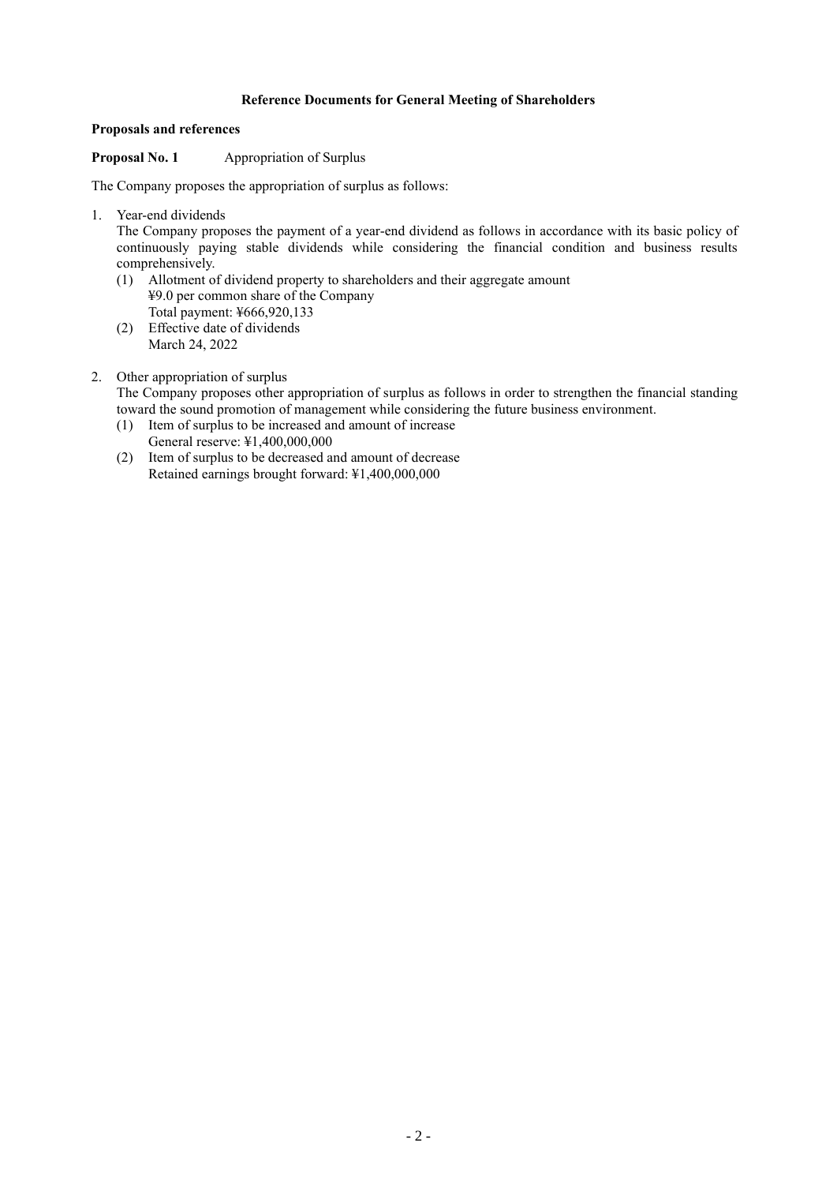# Reference Documents for General Meeting of Shareholders

**Proposals and references**

**Proposal No. 1** Appropriation of Surplus

The Company proposes the appropriation of surplus as follows:

1. Year-end dividends

   The Company proposes the payment of a year-end dividend as follows in accordance with its basic policy of continuously paying stable dividends while considering the financial condition and business results comprehensively.

   (1) Allotment of dividend property to shareholders and their aggregate amount
       ¥9.0 per common share of the Company
       Total payment: ¥666,920,133

   (2) Effective date of dividends
       March 24, 2022

2. Other appropriation of surplus

   The Company proposes other appropriation of surplus as follows in order to strengthen the financial standing toward the sound promotion of management while considering the future business environment.

   (1) Item of surplus to be increased and amount of increase
       General reserve: ¥1,400,000,000

   (2) Item of surplus to be decreased and amount of decrease
       Retained earnings brought forward: ¥1,400,000,000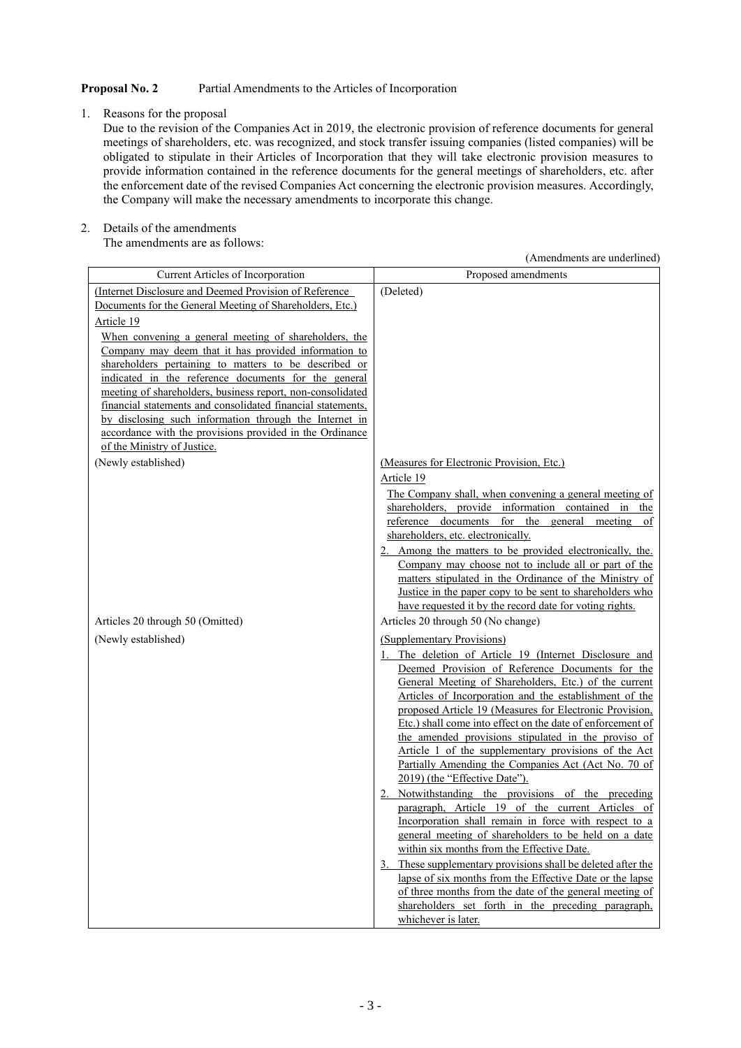**Proposal No. 2** Partial Amendments to the Articles of Incorporation

1. Reasons for the proposal

   Due to the revision of the Companies Act in 2019, the electronic provision of reference documents for general meetings of shareholders, etc. was recognized, and stock transfer issuing companies (listed companies) will be obligated to stipulate in their Articles of Incorporation that they will take electronic provision measures to provide information contained in the reference documents for the general meetings of shareholders, etc. after the enforcement date of the revised Companies Act concerning the electronic provision measures. Accordingly, the Company will make the necessary amendments to incorporate this change.

2. Details of the amendments

   The amendments are as follows:

(Amendments are underlined)

| Current Articles of Incorporation | Proposed amendments |
|---|---|
| (Internet Disclosure and Deemed Provision of Reference Documents for the General Meeting of Shareholders, Etc.)<br>Article 19<br>When convening a general meeting of shareholders, the Company may deem that it has provided information to shareholders pertaining to matters to be described or indicated in the reference documents for the general meeting of shareholders, business report, non-consolidated financial statements and consolidated financial statements, by disclosing such information through the Internet in accordance with the provisions provided in the Ordinance of the Ministry of Justice. | (Deleted) |
| (Newly established) | (Measures for Electronic Provision, Etc.)<br>Article 19<br>The Company shall, when convening a general meeting of shareholders, provide information contained in the reference documents for the general meeting of shareholders, etc. electronically.<br>2. Among the matters to be provided electronically, the Company may choose not to include all or part of the matters stipulated in the Ordinance of the Ministry of Justice in the paper copy to be sent to shareholders who have requested it by the record date for voting rights. |
| Articles 20 through 50 (Omitted) | Articles 20 through 50 (No change) |
| (Newly established) | (Supplementary Provisions)<br>1. The deletion of Article 19 (Internet Disclosure and Deemed Provision of Reference Documents for the General Meeting of Shareholders, Etc.) of the current Articles of Incorporation and the establishment of the proposed Article 19 (Measures for Electronic Provision, Etc.) shall come into effect on the date of enforcement of the amended provisions stipulated in the proviso of Article 1 of the supplementary provisions of the Act Partially Amending the Companies Act (Act No. 70 of 2019) (the "Effective Date").<br>2. Notwithstanding the provisions of the preceding paragraph, Article 19 of the current Articles of Incorporation shall remain in force with respect to a general meeting of shareholders to be held on a date within six months from the Effective Date.<br>3. These supplementary provisions shall be deleted after the lapse of six months from the Effective Date or the lapse of three months from the date of the general meeting of shareholders set forth in the preceding paragraph, whichever is later. |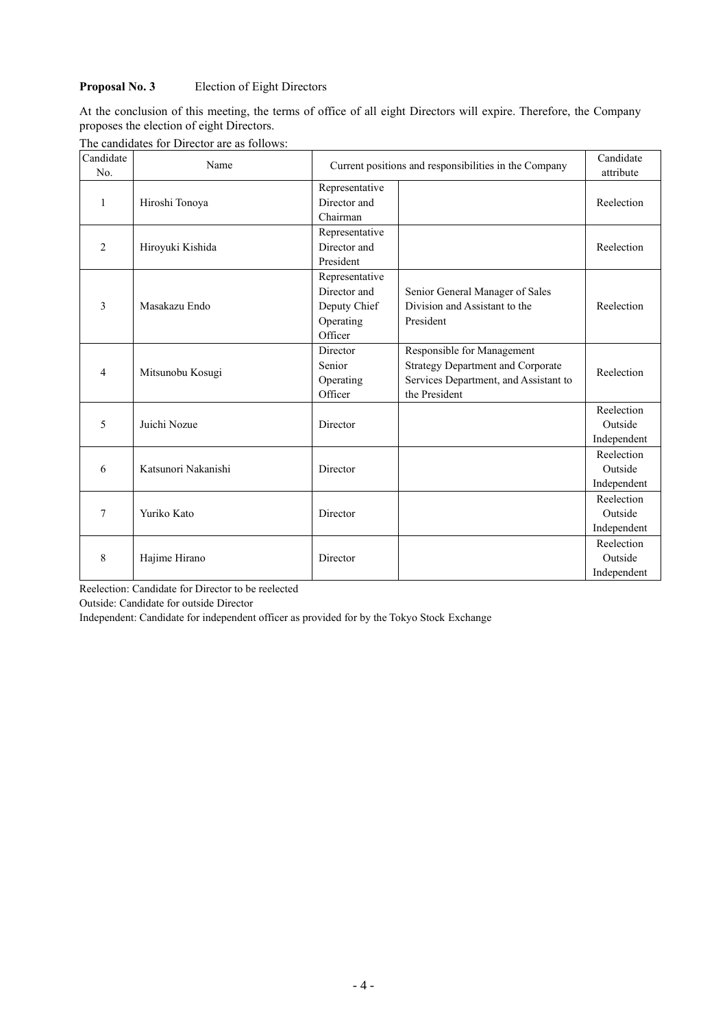**Proposal No. 3** Election of Eight Directors

At the conclusion of this meeting, the terms of office of all eight Directors will expire. Therefore, the Company proposes the election of eight Directors.

The candidates for Director are as follows:

| Candidate No. | Name | Current positions and responsibilities in the Company | | Candidate attribute |
|---|---|---|---|---|
| 1 | Hiroshi Tonoya | Representative Director and Chairman | | Reelection |
| 2 | Hiroyuki Kishida | Representative Director and President | | Reelection |
| 3 | Masakazu Endo | Representative Director and Deputy Chief Operating Officer | Senior General Manager of Sales Division and Assistant to the President | Reelection |
| 4 | Mitsunobu Kosugi | Director Senior Operating Officer | Responsible for Management Strategy Department and Corporate Services Department, and Assistant to the President | Reelection |
| 5 | Juichi Nozue | Director | | Reelection Outside Independent |
| 6 | Katsunori Nakanishi | Director | | Reelection Outside Independent |
| 7 | Yuriko Kato | Director | | Reelection Outside Independent |
| 8 | Hajime Hirano | Director | | Reelection Outside Independent |

Reelection: Candidate for Director to be reelected

Outside: Candidate for outside Director

Independent: Candidate for independent officer as provided for by the Tokyo Stock Exchange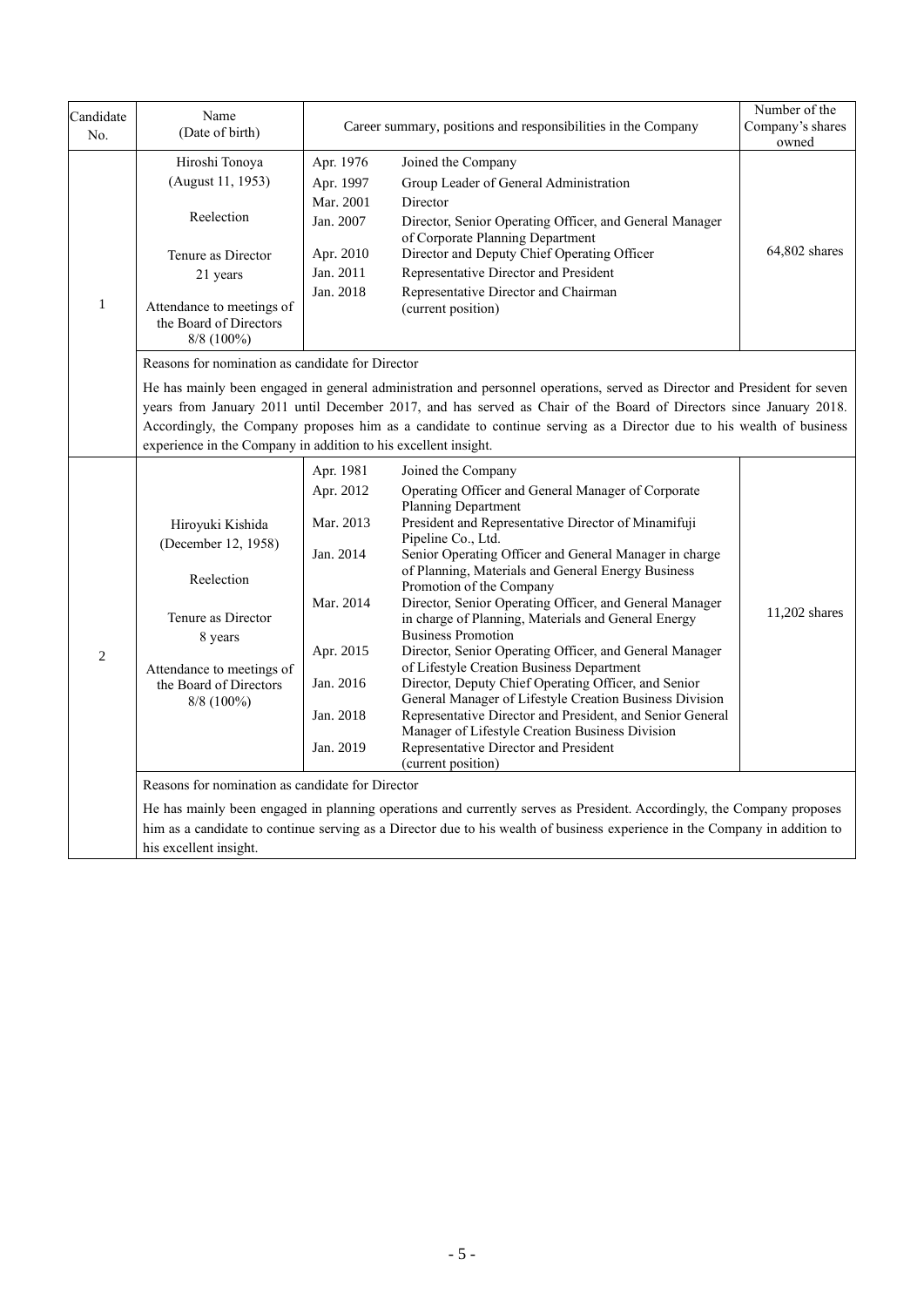| Candidate No. | Name (Date of birth) | Career summary, positions and responsibilities in the Company | | Number of the Company's shares owned |
|---|---|---|---|---|
| 1 | Hiroshi Tonoya (August 11, 1953)<br><br>Reelection<br><br>Tenure as Director 21 years<br><br>Attendance to meetings of the Board of Directors 8/8 (100%) | Apr. 1976<br>Apr. 1997<br>Mar. 2001<br>Jan. 2007<br><br>Apr. 2010<br>Jan. 2011<br>Jan. 2018 | Joined the Company<br>Group Leader of General Administration<br>Director<br>Director, Senior Operating Officer, and General Manager of Corporate Planning Department<br>Director and Deputy Chief Operating Officer<br>Representative Director and President<br>Representative Director and Chairman (current position) | 64,802 shares |
| | Reasons for nomination as candidate for Director<br><br>He has mainly been engaged in general administration and personnel operations, served as Director and President for seven years from January 2011 until December 2017, and has served as Chair of the Board of Directors since January 2018. Accordingly, the Company proposes him as a candidate to continue serving as a Director due to his wealth of business experience in the Company in addition to his excellent insight. | | | |
| 2 | Hiroyuki Kishida (December 12, 1958)<br><br>Reelection<br><br>Tenure as Director 8 years<br><br>Attendance to meetings of the Board of Directors 8/8 (100%) | Apr. 1981<br>Apr. 2012<br><br>Mar. 2013<br><br>Jan. 2014<br><br><br>Mar. 2014<br><br><br>Apr. 2015<br><br>Jan. 2016<br><br>Jan. 2018<br><br>Jan. 2019 | Joined the Company<br>Operating Officer and General Manager of Corporate Planning Department<br>President and Representative Director of Minamifuji Pipeline Co., Ltd.<br>Senior Operating Officer and General Manager in charge of Planning, Materials and General Energy Business Promotion of the Company<br>Director, Senior Operating Officer, and General Manager in charge of Planning, Materials and General Energy Business Promotion<br>Director, Senior Operating Officer, and General Manager of Lifestyle Creation Business Department<br>Director, Deputy Chief Operating Officer, and Senior General Manager of Lifestyle Creation Business Division<br>Representative Director and President, and Senior General Manager of Lifestyle Creation Business Division<br>Representative Director and President (current position) | 11,202 shares |
| | Reasons for nomination as candidate for Director<br><br>He has mainly been engaged in planning operations and currently serves as President. Accordingly, the Company proposes him as a candidate to continue serving as a Director due to his wealth of business experience in the Company in addition to his excellent insight. | | | |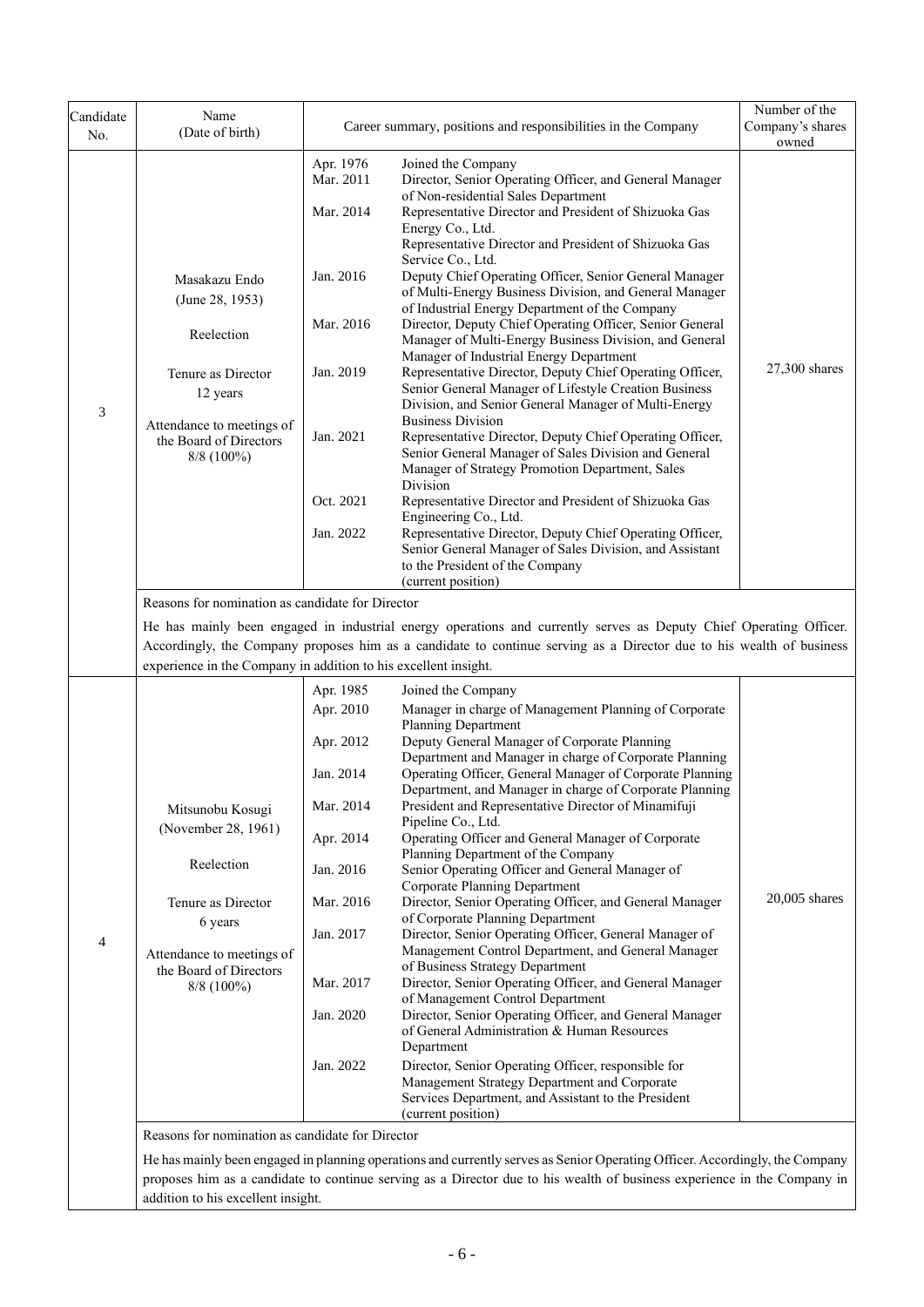| Candidate No. | Name (Date of birth) | Career summary, positions and responsibilities in the Company | | Number of the Company's shares owned |
|---|---|---|---|---|
| 3 | Masakazu Endo (June 28, 1953)<br><br>Reelection<br><br>Tenure as Director 12 years<br><br>Attendance to meetings of the Board of Directors 8/8 (100%) | Apr. 1976<br>Mar. 2011<br><br>Mar. 2014<br><br><br><br>Jan. 2016<br><br><br>Mar. 2016<br><br><br>Jan. 2019<br><br><br><br>Jan. 2021<br><br><br><br>Oct. 2021<br><br>Jan. 2022 | Joined the Company<br>Director, Senior Operating Officer, and General Manager of Non-residential Sales Department<br>Representative Director and President of Shizuoka Gas Energy Co., Ltd.<br>Representative Director and President of Shizuoka Gas Service Co., Ltd.<br>Deputy Chief Operating Officer, Senior General Manager of Multi-Energy Business Division, and General Manager of Industrial Energy Department of the Company<br>Director, Deputy Chief Operating Officer, Senior General Manager of Multi-Energy Business Division, and General Manager of Industrial Energy Department<br>Representative Director, Deputy Chief Operating Officer, Senior General Manager of Lifestyle Creation Business Division, and Senior General Manager of Multi-Energy Business Division<br>Representative Director, Deputy Chief Operating Officer, Senior General Manager of Sales Division and General Manager of Strategy Promotion Department, Sales Division<br>Representative Director and President of Shizuoka Gas Engineering Co., Ltd.<br>Representative Director, Deputy Chief Operating Officer, Senior General Manager of Sales Division, and Assistant to the President of the Company<br>(current position) | 27,300 shares |
| | Reasons for nomination as candidate for Director<br><br>He has mainly been engaged in industrial energy operations and currently serves as Deputy Chief Operating Officer. Accordingly, the Company proposes him as a candidate to continue serving as a Director due to his wealth of business experience in the Company in addition to his excellent insight. | | | |
| 4 | Mitsunobu Kosugi (November 28, 1961)<br><br>Reelection<br><br>Tenure as Director 6 years<br><br>Attendance to meetings of the Board of Directors 8/8 (100%) | Apr. 1985<br>Apr. 2010<br><br>Apr. 2012<br><br>Jan. 2014<br><br>Mar. 2014<br><br>Apr. 2014<br><br>Jan. 2016<br><br>Mar. 2016<br><br>Jan. 2017<br><br><br>Mar. 2017<br><br>Jan. 2020<br><br><br>Jan. 2022 | Joined the Company<br>Manager in charge of Management Planning of Corporate Planning Department<br>Deputy General Manager of Corporate Planning Department and Manager in charge of Corporate Planning<br>Operating Officer, General Manager of Corporate Planning Department, and Manager in charge of Corporate Planning<br>President and Representative Director of Minamifuji Pipeline Co., Ltd.<br>Operating Officer and General Manager of Corporate Planning Department of the Company<br>Senior Operating Officer and General Manager of Corporate Planning Department<br>Director, Senior Operating Officer, and General Manager of Corporate Planning Department<br>Director, Senior Operating Officer, General Manager of Management Control Department, and General Manager of Business Strategy Department<br>Director, Senior Operating Officer, and General Manager of Management Control Department<br>Director, Senior Operating Officer, and General Manager of General Administration & Human Resources Department<br>Director, Senior Operating Officer, responsible for Management Strategy Department and Corporate Services Department, and Assistant to the President<br>(current position) | 20,005 shares |
| | Reasons for nomination as candidate for Director<br><br>He has mainly been engaged in planning operations and currently serves as Senior Operating Officer. Accordingly, the Company proposes him as a candidate to continue serving as a Director due to his wealth of business experience in the Company in addition to his excellent insight. | | | |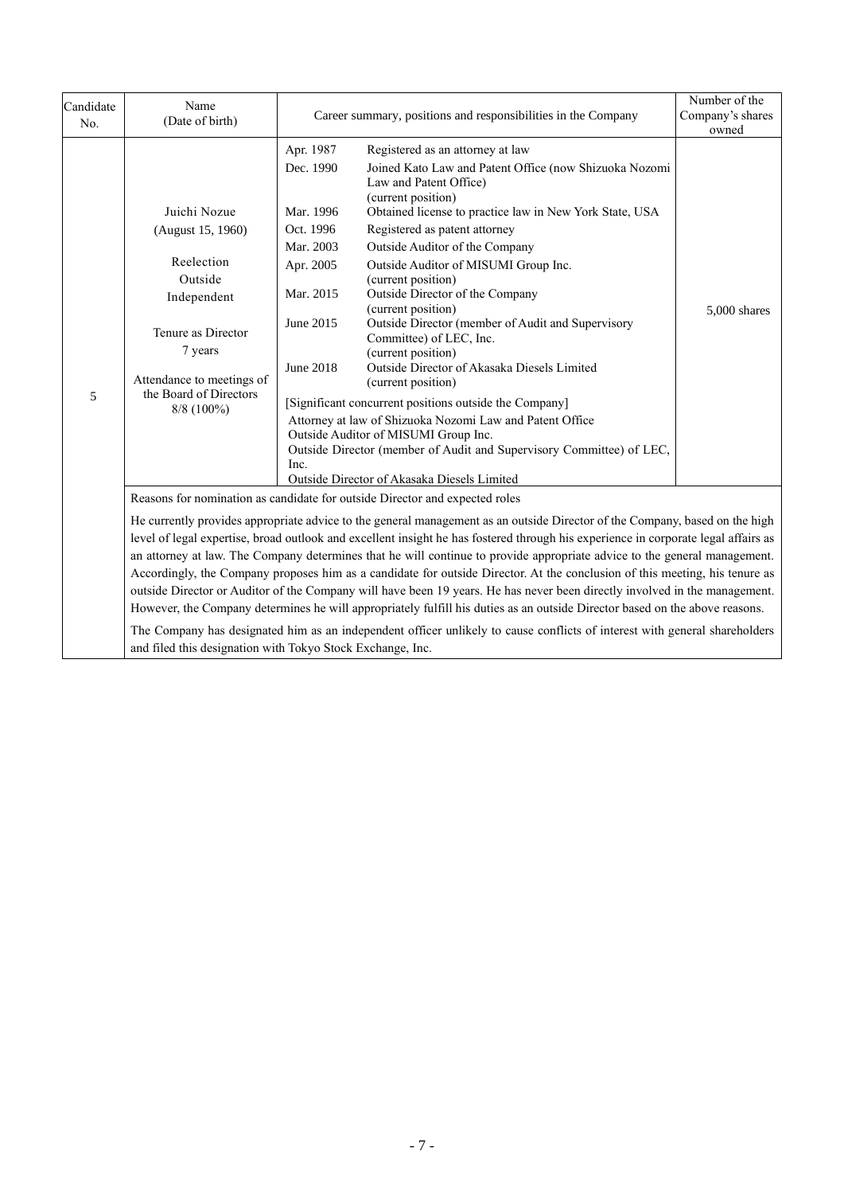| Candidate No. | Name (Date of birth) | Career summary, positions and responsibilities in the Company | Number of the Company's shares owned |
|---|---|---|---|
| 5 | Juichi Nozue<br>(August 15, 1960)<br><br>Reelection<br>Outside<br>Independent<br><br>Tenure as Director<br>7 years<br><br>Attendance to meetings of the Board of Directors<br>8/8 (100%) | Apr. 1987 Registered as an attorney at law<br>Dec. 1990 Joined Kato Law and Patent Office (now Shizuoka Nozomi Law and Patent Office) (current position)<br>Mar. 1996 Obtained license to practice law in New York State, USA<br>Oct. 1996 Registered as patent attorney<br>Mar. 2003 Outside Auditor of the Company<br>Apr. 2005 Outside Auditor of MISUMI Group Inc. (current position)<br>Mar. 2015 Outside Director of the Company (current position)<br>June 2015 Outside Director (member of Audit and Supervisory Committee) of LEC, Inc. (current position)<br>June 2018 Outside Director of Akasaka Diesels Limited (current position)<br><br>[Significant concurrent positions outside the Company]<br>Attorney at law of Shizuoka Nozomi Law and Patent Office<br>Outside Auditor of MISUMI Group Inc.<br>Outside Director (member of Audit and Supervisory Committee) of LEC, Inc.<br>Outside Director of Akasaka Diesels Limited | 5,000 shares |

Reasons for nomination as candidate for outside Director and expected roles

He currently provides appropriate advice to the general management as an outside Director of the Company, based on the high level of legal expertise, broad outlook and excellent insight he has fostered through his experience in corporate legal affairs as an attorney at law. The Company determines that he will continue to provide appropriate advice to the general management. Accordingly, the Company proposes him as a candidate for outside Director. At the conclusion of this meeting, his tenure as outside Director or Auditor of the Company will have been 19 years. He has never been directly involved in the management. However, the Company determines he will appropriately fulfill his duties as an outside Director based on the above reasons.

The Company has designated him as an independent officer unlikely to cause conflicts of interest with general shareholders and filed this designation with Tokyo Stock Exchange, Inc.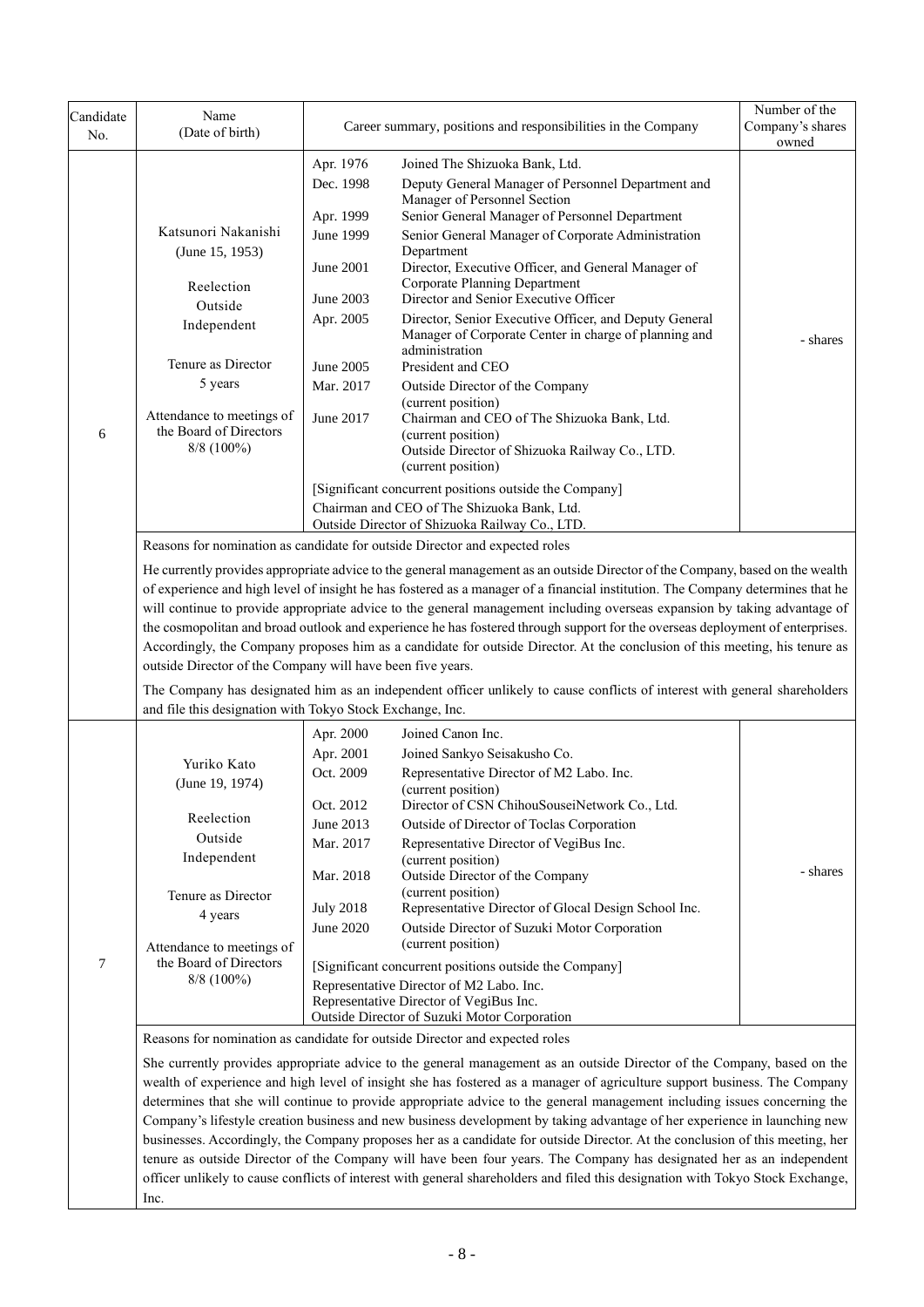| Candidate No. | Name (Date of birth) | Career summary, positions and responsibilities in the Company | Number of the Company's shares owned |
|---|---|---|---|
| 6 | Katsunori Nakanishi (June 15, 1953)<br><br>Reelection<br>Outside<br>Independent<br><br>Tenure as Director<br>5 years<br><br>Attendance to meetings of the Board of Directors<br>8/8 (100%) | Apr. 1976 Joined The Shizuoka Bank, Ltd.<br>Dec. 1998 Deputy General Manager of Personnel Department and Manager of Personnel Section<br>Apr. 1999 Senior General Manager of Personnel Department<br>June 1999 Senior General Manager of Corporate Administration Department<br>June 2001 Director, Executive Officer, and General Manager of Corporate Planning Department<br>June 2003 Director and Senior Executive Officer<br>Apr. 2005 Director, Senior Executive Officer, and Deputy General Manager of Corporate Center in charge of planning and administration<br>June 2005 President and CEO<br>Mar. 2017 Outside Director of the Company (current position)<br>June 2017 Chairman and CEO of The Shizuoka Bank, Ltd. (current position)<br>Outside Director of Shizuoka Railway Co., LTD. (current position)<br><br>[Significant concurrent positions outside the Company]<br>Chairman and CEO of The Shizuoka Bank, Ltd.<br>Outside Director of Shizuoka Railway Co., LTD. | - shares |
| | Reasons for nomination as candidate for outside Director and expected roles<br><br>He currently provides appropriate advice to the general management as an outside Director of the Company, based on the wealth of experience and high level of insight he has fostered as a manager of a financial institution. The Company determines that he will continue to provide appropriate advice to the general management including overseas expansion by taking advantage of the cosmopolitan and broad outlook and experience he has fostered through support for the overseas deployment of enterprises. Accordingly, the Company proposes him as a candidate for outside Director. At the conclusion of this meeting, his tenure as outside Director of the Company will have been five years.<br><br>The Company has designated him as an independent officer unlikely to cause conflicts of interest with general shareholders and file this designation with Tokyo Stock Exchange, Inc. | | |
| 7 | Yuriko Kato (June 19, 1974)<br><br>Reelection<br>Outside<br>Independent<br><br>Tenure as Director<br>4 years<br><br>Attendance to meetings of the Board of Directors<br>8/8 (100%) | Apr. 2000 Joined Canon Inc.<br>Apr. 2001 Joined Sankyo Seisakusho Co.<br>Oct. 2009 Representative Director of M2 Labo. Inc. (current position)<br>Oct. 2012 Director of CSN ChihouSouseiNetwork Co., Ltd.<br>June 2013 Outside of Director of Toclas Corporation<br>Mar. 2017 Representative Director of VegiBus Inc. (current position)<br>Mar. 2018 Outside Director of the Company (current position)<br>July 2018 Representative Director of Glocal Design School Inc.<br>June 2020 Outside Director of Suzuki Motor Corporation (current position)<br><br>[Significant concurrent positions outside the Company]<br>Representative Director of M2 Labo. Inc.<br>Representative Director of VegiBus Inc.<br>Outside Director of Suzuki Motor Corporation | - shares |
| | Reasons for nomination as candidate for outside Director and expected roles<br><br>She currently provides appropriate advice to the general management as an outside Director of the Company, based on the wealth of experience and high level of insight she has fostered as a manager of agriculture support business. The Company determines that she will continue to provide appropriate advice to the general management including issues concerning the Company's lifestyle creation business and new business development by taking advantage of her experience in launching new businesses. Accordingly, the Company proposes her as a candidate for outside Director. At the conclusion of this meeting, her tenure as outside Director of the Company will have been four years. The Company has designated her as an independent officer unlikely to cause conflicts of interest with general shareholders and filed this designation with Tokyo Stock Exchange, Inc. | | |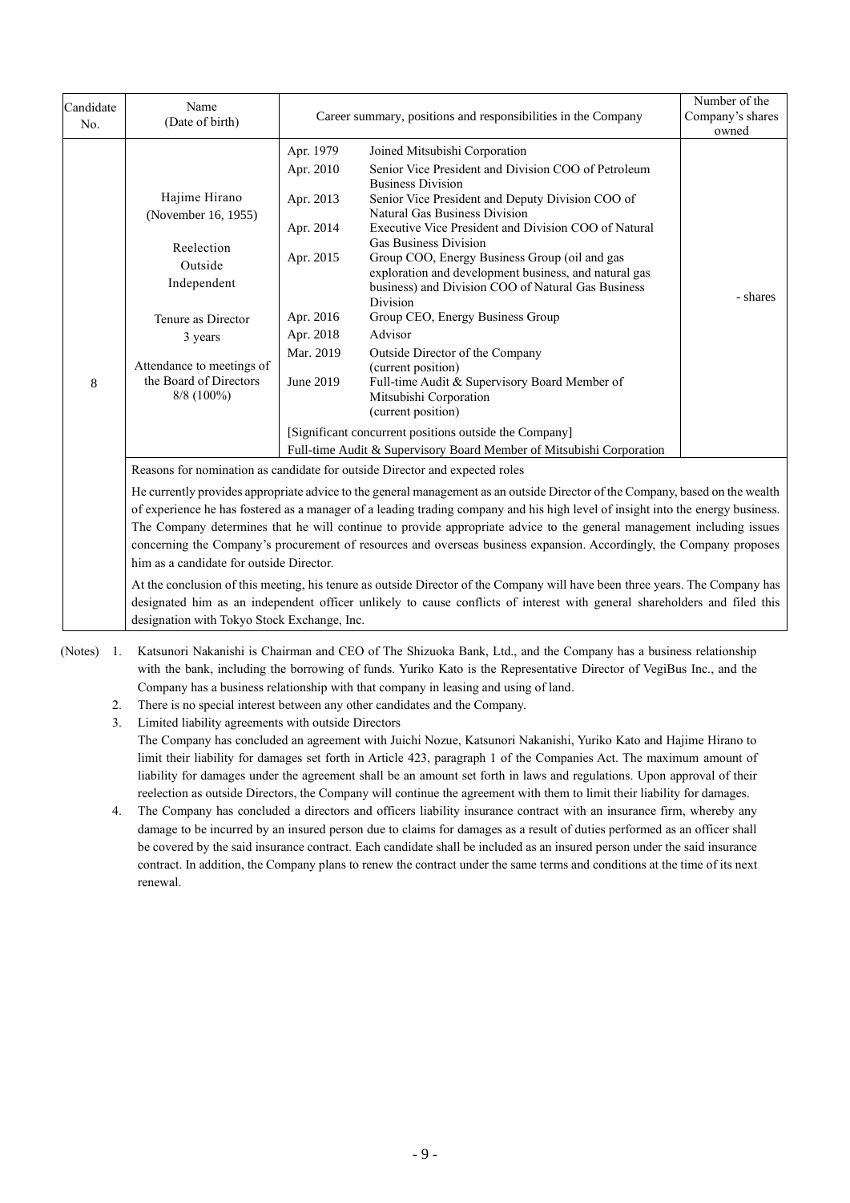| Candidate No. | Name (Date of birth) | Career summary, positions and responsibilities in the Company | | Number of the Company's shares owned |
|---|---|---|---|---|
| 8 | Hajime Hirano (November 16, 1955)<br><br>Reelection<br>Outside<br>Independent<br><br>Tenure as Director<br>3 years<br><br>Attendance to meetings of the Board of Directors<br>8/8 (100%) | Apr. 1979 | Joined Mitsubishi Corporation | - shares |
| | | Apr. 2010 | Senior Vice President and Division COO of Petroleum Business Division | |
| | | Apr. 2013 | Senior Vice President and Deputy Division COO of Natural Gas Business Division | |
| | | Apr. 2014 | Executive Vice President and Division COO of Natural Gas Business Division | |
| | | Apr. 2015 | Group COO, Energy Business Group (oil and gas exploration and development business, and natural gas business) and Division COO of Natural Gas Business Division | |
| | | Apr. 2016 | Group CEO, Energy Business Group | |
| | | Apr. 2018 | Advisor | |
| | | Mar. 2019 | Outside Director of the Company (current position) | |
| | | June 2019 | Full-time Audit & Supervisory Board Member of Mitsubishi Corporation (current position) | |
| | | [Significant concurrent positions outside the Company]<br>Full-time Audit & Supervisory Board Member of Mitsubishi Corporation | | |
| | Reasons for nomination as candidate for outside Director and expected roles | | | |
| | He currently provides appropriate advice to the general management as an outside Director of the Company, based on the wealth of experience he has fostered as a manager of a leading trading company and his high level of insight into the energy business. The Company determines that he will continue to provide appropriate advice to the general management including issues concerning the Company's procurement of resources and overseas business expansion. Accordingly, the Company proposes him as a candidate for outside Director.<br><br>At the conclusion of this meeting, his tenure as outside Director of the Company will have been three years. The Company has designated him as an independent officer unlikely to cause conflicts of interest with general shareholders and filed this designation with Tokyo Stock Exchange, Inc. | | | |

(Notes)

1. Katsunori Nakanishi is Chairman and CEO of The Shizuoka Bank, Ltd., and the Company has a business relationship with the bank, including the borrowing of funds. Yuriko Kato is the Representative Director of VegiBus Inc., and the Company has a business relationship with that company in leasing and using of land.
2. There is no special interest between any other candidates and the Company.
3. Limited liability agreements with outside Directors
   The Company has concluded an agreement with Juichi Nozue, Katsunori Nakanishi, Yuriko Kato and Hajime Hirano to limit their liability for damages set forth in Article 423, paragraph 1 of the Companies Act. The maximum amount of liability for damages under the agreement shall be an amount set forth in laws and regulations. Upon approval of their reelection as outside Directors, the Company will continue the agreement with them to limit their liability for damages.
4. The Company has concluded a directors and officers liability insurance contract with an insurance firm, whereby any damage to be incurred by an insured person due to claims for damages as a result of duties performed as an officer shall be covered by the said insurance contract. Each candidate shall be included as an insured person under the said insurance contract. In addition, the Company plans to renew the contract under the same terms and conditions at the time of its next renewal.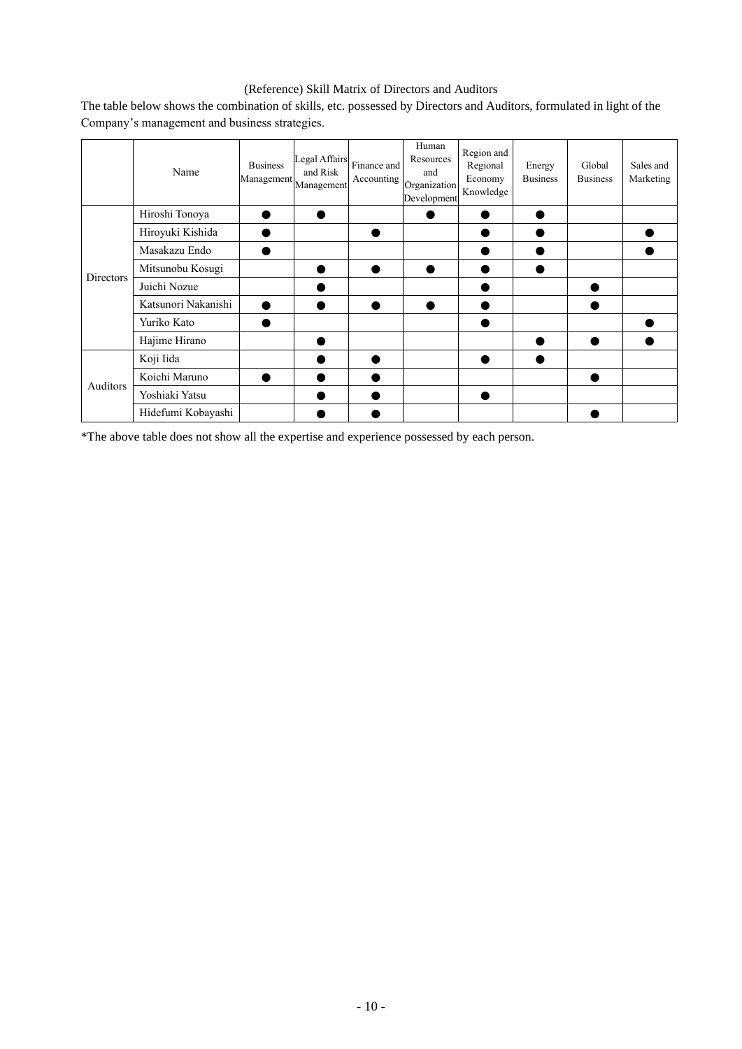(Reference) Skill Matrix of Directors and Auditors

The table below shows the combination of skills, etc. possessed by Directors and Auditors, formulated in light of the Company's management and business strategies.

| | Name | Business Management | Legal Affairs and Risk Management | Finance and Accounting | Human Resources and Organization Development | Region and Regional Economy Knowledge | Energy Business | Global Business | Sales and Marketing |
|---|---|---|---|---|---|---|---|---|---|
| Directors | Hiroshi Tonoya | ● | ● | | ● | ● | ● | | |
| | Hiroyuki Kishida | ● | | ● | | ● | ● | | ● |
| | Masakazu Endo | ● | | | | ● | ● | | ● |
| | Mitsunobu Kosugi | | ● | ● | ● | ● | ● | | |
| | Juichi Nozue | | ● | | | ● | | ● | |
| | Katsunori Nakanishi | ● | ● | ● | ● | ● | | ● | |
| | Yuriko Kato | ● | | | | ● | | | ● |
| | Hajime Hirano | | ● | | | | ● | ● | ● |
| Auditors | Koji Iida | | ● | ● | | ● | ● | | |
| | Koichi Maruno | ● | ● | ● | | | | ● | |
| | Yoshiaki Yatsu | | ● | ● | | ● | | | |
| | Hidefumi Kobayashi | | ● | ● | | | | ● | |

*The above table does not show all the expertise and experience possessed by each person.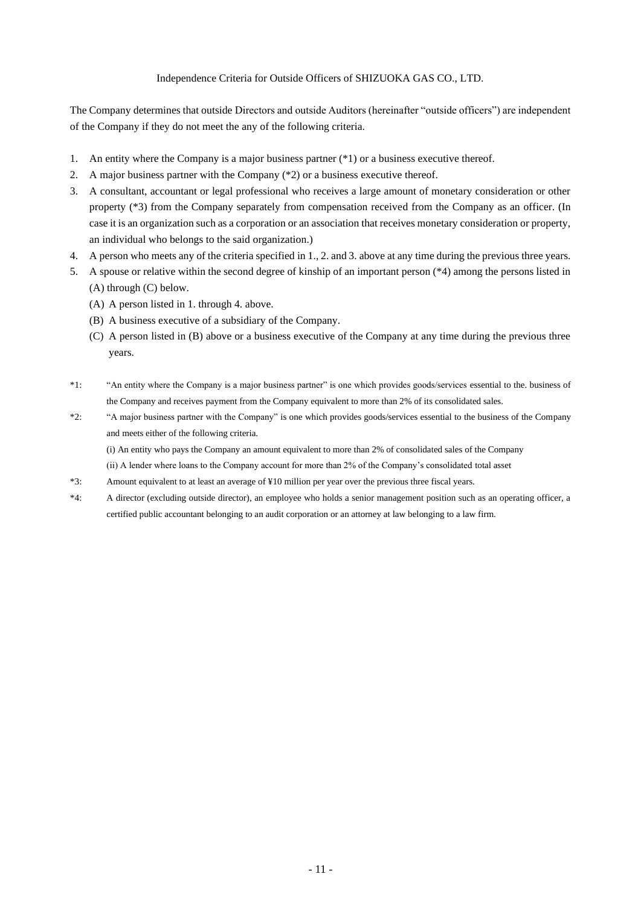Independence Criteria for Outside Officers of SHIZUOKA GAS CO., LTD.

The Company determines that outside Directors and outside Auditors (hereinafter "outside officers") are independent of the Company if they do not meet the any of the following criteria.

1. An entity where the Company is a major business partner (*1) or a business executive thereof.
2. A major business partner with the Company (*2) or a business executive thereof.
3. A consultant, accountant or legal professional who receives a large amount of monetary consideration or other property (*3) from the Company separately from compensation received from the Company as an officer. (In case it is an organization such as a corporation or an association that receives monetary consideration or property, an individual who belongs to the said organization.)
4. A person who meets any of the criteria specified in 1., 2. and 3. above at any time during the previous three years.
5. A spouse or relative within the second degree of kinship of an important person (*4) among the persons listed in (A) through (C) below.
   (A) A person listed in 1. through 4. above.
   (B) A business executive of a subsidiary of the Company.
   (C) A person listed in (B) above or a business executive of the Company at any time during the previous three years.

*1: "An entity where the Company is a major business partner" is one which provides goods/services essential to the. business of the Company and receives payment from the Company equivalent to more than 2% of its consolidated sales.

*2: "A major business partner with the Company" is one which provides goods/services essential to the business of the Company and meets either of the following criteria.

(i) An entity who pays the Company an amount equivalent to more than 2% of consolidated sales of the Company

(ii) A lender where loans to the Company account for more than 2% of the Company's consolidated total asset

*3: Amount equivalent to at least an average of ¥10 million per year over the previous three fiscal years.

*4: A director (excluding outside director), an employee who holds a senior management position such as an operating officer, a certified public accountant belonging to an audit corporation or an attorney at law belonging to a law firm.